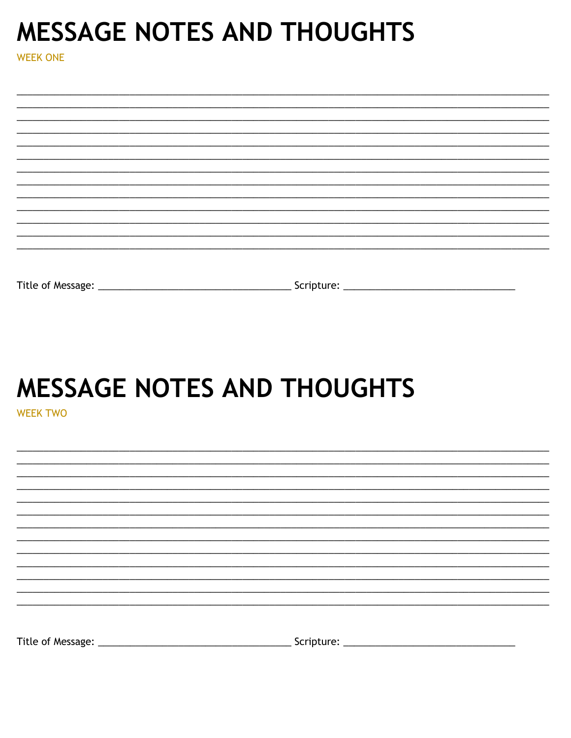# MESSAGE NOTES AND THOUGHTS

WEEK ONE

______________________________________________________________________________________________
______________________________________________________________________________________________
______________________________________________________________________________________________
______________________________________________________________________________________________
______________________________________________________________________________________________
______________________________________________________________________________________________
______________________________________________________________________________________________
______________________________________________________________________________________________
______________________________________________________________________________________________
______________________________________________________________________________________________
______________________________________________________________________________________________
______________________________________________________________________________________________
______________________________________________________________________________________________

Title of Message: __________________________________ Scripture: ______________________________

# MESSAGE NOTES AND THOUGHTS

WEEK TWO

______________________________________________________________________________________________
______________________________________________________________________________________________
______________________________________________________________________________________________
______________________________________________________________________________________________
______________________________________________________________________________________________
______________________________________________________________________________________________
______________________________________________________________________________________________
______________________________________________________________________________________________
______________________________________________________________________________________________
______________________________________________________________________________________________
______________________________________________________________________________________________
______________________________________________________________________________________________
______________________________________________________________________________________________

Title of Message: __________________________________ Scripture: ______________________________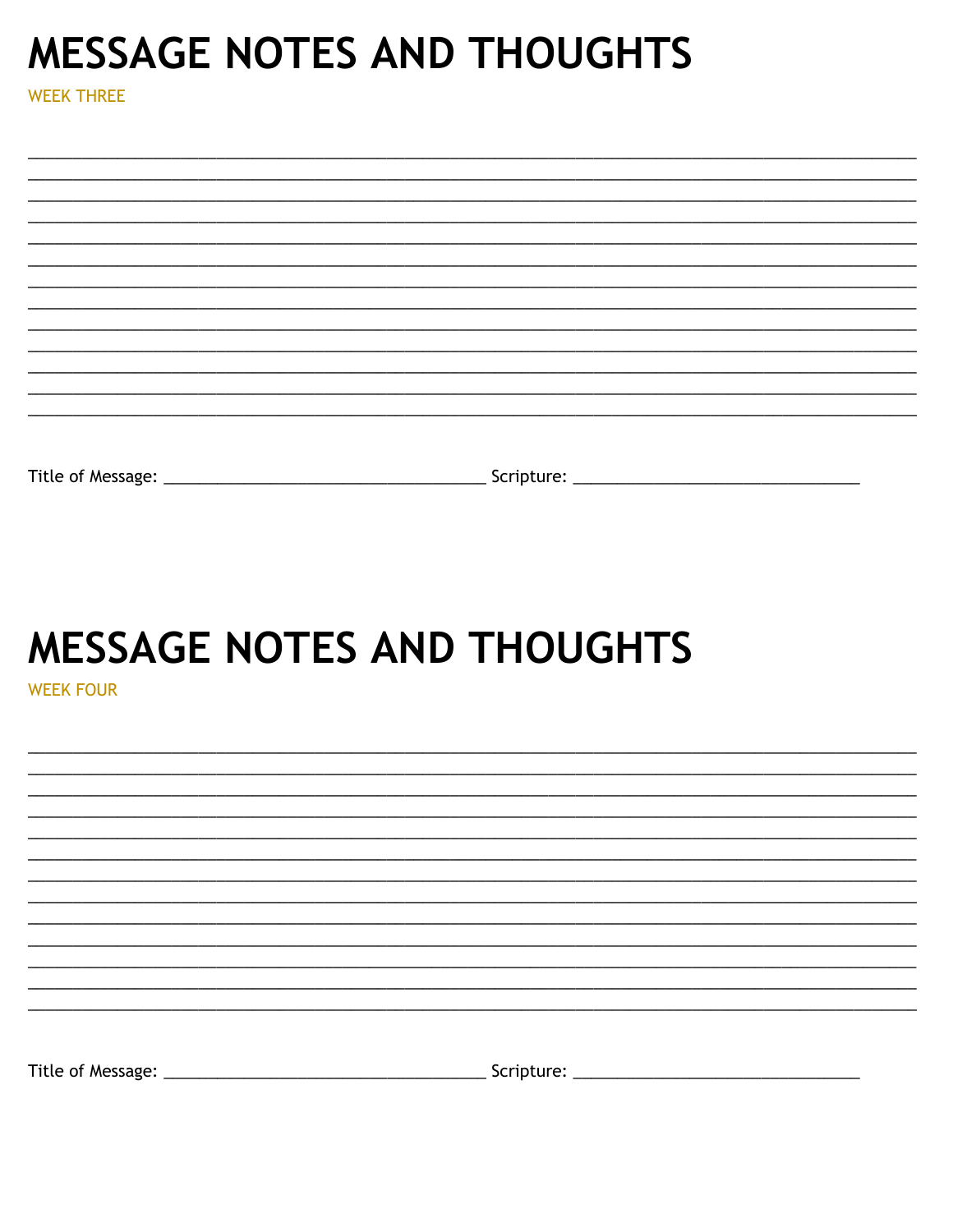# MESSAGE NOTES AND THOUGHTS

WEEK THREE

___________________________________________________________________________________________
___________________________________________________________________________________________
___________________________________________________________________________________________
___________________________________________________________________________________________
___________________________________________________________________________________________
___________________________________________________________________________________________
___________________________________________________________________________________________
___________________________________________________________________________________________
___________________________________________________________________________________________
___________________________________________________________________________________________
___________________________________________________________________________________________
___________________________________________________________________________________________
___________________________________________________________________________________________

Title of Message: ___________________________________ Scripture: _______________________________

# MESSAGE NOTES AND THOUGHTS

WEEK FOUR

___________________________________________________________________________________________
___________________________________________________________________________________________
___________________________________________________________________________________________
___________________________________________________________________________________________
___________________________________________________________________________________________
___________________________________________________________________________________________
___________________________________________________________________________________________
___________________________________________________________________________________________
___________________________________________________________________________________________
___________________________________________________________________________________________
___________________________________________________________________________________________
___________________________________________________________________________________________
___________________________________________________________________________________________

Title of Message: ___________________________________ Scripture: _______________________________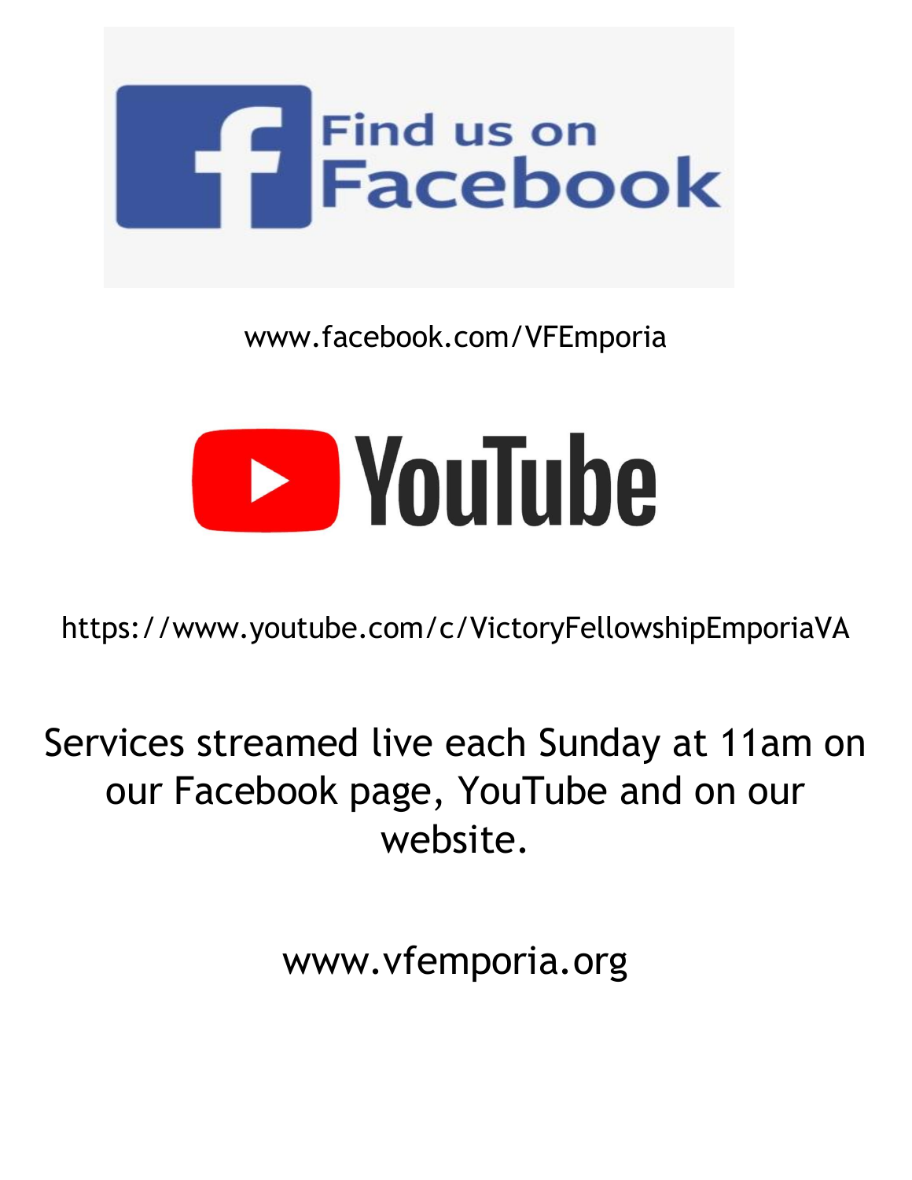Find us on Facebook

www.facebook.com/VFEmporia

YouTube

https://www.youtube.com/c/VictoryFellowshipEmporiaVA

Services streamed live each Sunday at 11am on our Facebook page, YouTube and on our website.

www.vfemporia.org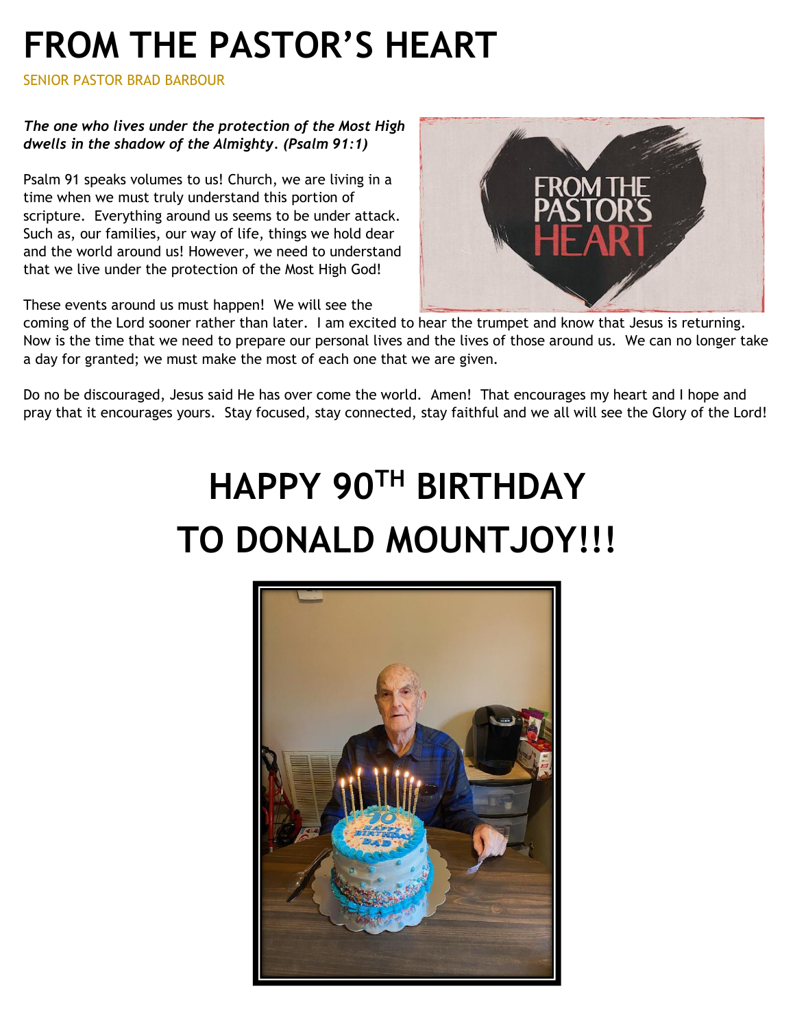# FROM THE PASTOR'S HEART

SENIOR PASTOR BRAD BARBOUR

***The one who lives under the protection of the Most High dwells in the shadow of the Almighty. (Psalm 91:1)***

Psalm 91 speaks volumes to us! Church, we are living in a time when we must truly understand this portion of scripture. Everything around us seems to be under attack. Such as, our families, our way of life, things we hold dear and the world around us! However, we need to understand that we live under the protection of the Most High God!

These events around us must happen! We will see the coming of the Lord sooner rather than later. I am excited to hear the trumpet and know that Jesus is returning. Now is the time that we need to prepare our personal lives and the lives of those around us. We can no longer take a day for granted; we must make the most of each one that we are given.

Do no be discouraged, Jesus said He has over come the world. Amen! That encourages my heart and I hope and pray that it encourages yours. Stay focused, stay connected, stay faithful and we all will see the Glory of the Lord!

# HAPPY 90TH BIRTHDAY TO DONALD MOUNTJOY!!!